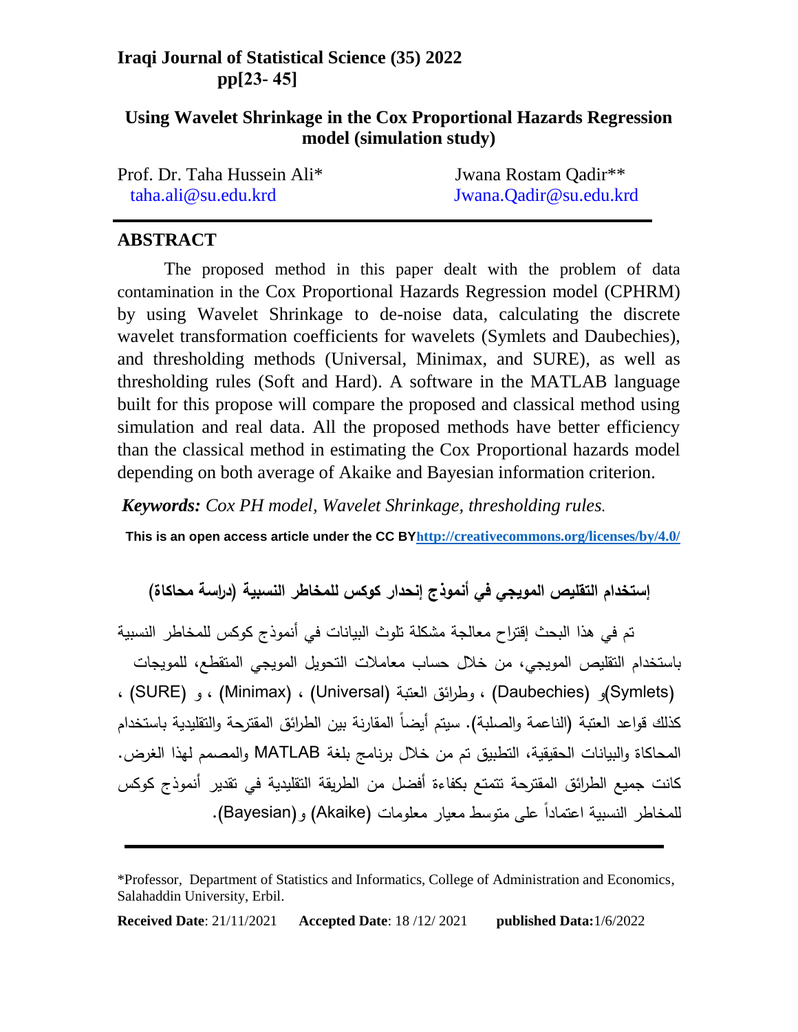# Using Wavelet Shrinkage in the Cox Proportional Hazards Regression model (simulation study)

Prof. Dr. Taha Hussein Ali*
taha.ali@su.edu.krd

Jwana Rostam Qadir**
Jwana.Qadir@su.edu.krd

## ABSTRACT

The proposed method in this paper dealt with the problem of data contamination in the Cox Proportional Hazards Regression model (CPHRM) by using Wavelet Shrinkage to de-noise data, calculating the discrete wavelet transformation coefficients for wavelets (Symlets and Daubechies), and thresholding methods (Universal, Minimax, and SURE), as well as thresholding rules (Soft and Hard). A software in the MATLAB language built for this propose will compare the proposed and classical method using simulation and real data. All the proposed methods have better efficiency than the classical method in estimating the Cox Proportional hazards model depending on both average of Akaike and Bayesian information criterion.

***Keywords:*** *Cox PH model, Wavelet Shrinkage, thresholding rules.*

**This is an open access article under the CC BY http://creativecommons.org/licenses/by/4.0/**

## إستخدام التقليص المويجي في أنموذج إنحدار كوكس للمخاطر النسبية (دراسة محاكاة)

تم في هذا البحث إقتراح معالجة مشكلة تلوث البيانات في أنموذج كوكس للمخاطر النسبية باستخدام التقليص المويجي، من خلال حساب معاملات التحويل المويجي المتقطع، للمويجات (Symlets)و (Daubechies) ، وطرائق العتبة (Universal) ، (Minimax) ، و (SURE) ، كذلك قواعد العتبة (الناعمة والصلبة). سيتم أيضاً المقارنة بين الطرائق المقترحة والتقليدية باستخدام المحاكاة والبيانات الحقيقية، التطبيق تم من خلال برنامج بلغة MATLAB والمصمم لهذا الغرض. كانت جميع الطرائق المقترحة تتمتع بكفاءة أفضل من الطريقة التقليدية في تقدير أنموذج كوكس للمخاطر النسبية اعتماداً على متوسط معيار معلومات (Akaike) و(Bayesian).

*Professor, Department of Statistics and Informatics, College of Administration and Economics, Salahaddin University, Erbil.

**Received Date**: 21/11/2021 **Accepted Date**: 18 /12/ 2021 **published Data:**1/6/2022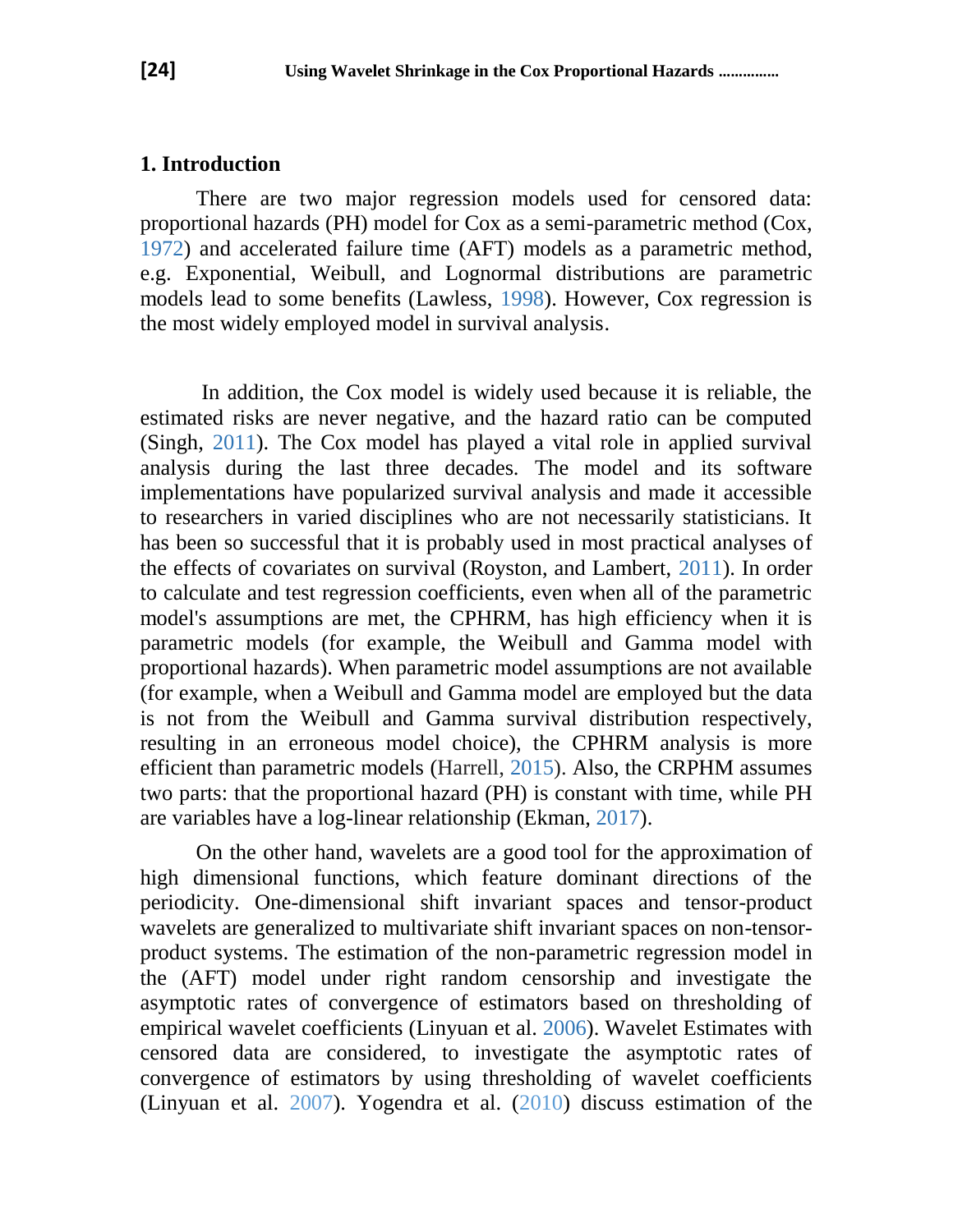## 1. Introduction

There are two major regression models used for censored data: proportional hazards (PH) model for Cox as a semi-parametric method (Cox, 1972) and accelerated failure time (AFT) models as a parametric method, e.g. Exponential, Weibull, and Lognormal distributions are parametric models lead to some benefits (Lawless, 1998). However, Cox regression is the most widely employed model in survival analysis.

In addition, the Cox model is widely used because it is reliable, the estimated risks are never negative, and the hazard ratio can be computed (Singh, 2011). The Cox model has played a vital role in applied survival analysis during the last three decades. The model and its software implementations have popularized survival analysis and made it accessible to researchers in varied disciplines who are not necessarily statisticians. It has been so successful that it is probably used in most practical analyses of the effects of covariates on survival (Royston, and Lambert, 2011). In order to calculate and test regression coefficients, even when all of the parametric model's assumptions are met, the CPHRM, has high efficiency when it is parametric models (for example, the Weibull and Gamma model with proportional hazards). When parametric model assumptions are not available (for example, when a Weibull and Gamma model are employed but the data is not from the Weibull and Gamma survival distribution respectively, resulting in an erroneous model choice), the CPHRM analysis is more efficient than parametric models (Harrell, 2015). Also, the CRPHM assumes two parts: that the proportional hazard (PH) is constant with time, while PH are variables have a log-linear relationship (Ekman, 2017).

On the other hand, wavelets are a good tool for the approximation of high dimensional functions, which feature dominant directions of the periodicity. One-dimensional shift invariant spaces and tensor-product wavelets are generalized to multivariate shift invariant spaces on non-tensor-product systems. The estimation of the non-parametric regression model in the (AFT) model under right random censorship and investigate the asymptotic rates of convergence of estimators based on thresholding of empirical wavelet coefficients (Linyuan et al. 2006). Wavelet Estimates with censored data are considered, to investigate the asymptotic rates of convergence of estimators by using thresholding of wavelet coefficients (Linyuan et al. 2007). Yogendra et al. (2010) discuss estimation of the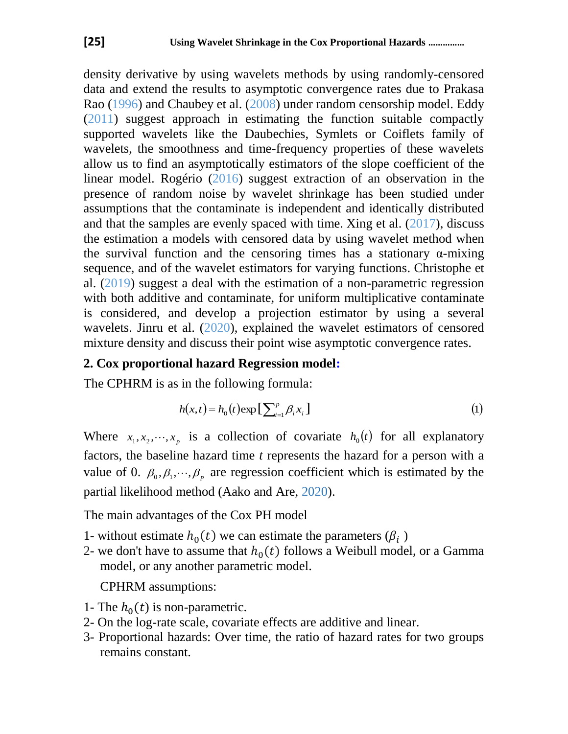density derivative by using wavelets methods by using randomly-censored data and extend the results to asymptotic convergence rates due to Prakasa Rao (1996) and Chaubey et al. (2008) under random censorship model. Eddy (2011) suggest approach in estimating the function suitable compactly supported wavelets like the Daubechies, Symlets or Coiflets family of wavelets, the smoothness and time-frequency properties of these wavelets allow us to find an asymptotically estimators of the slope coefficient of the linear model. Rogério (2016) suggest extraction of an observation in the presence of random noise by wavelet shrinkage has been studied under assumptions that the contaminate is independent and identically distributed and that the samples are evenly spaced with time. Xing et al. (2017), discuss the estimation a models with censored data by using wavelet method when the survival function and the censoring times has a stationary α-mixing sequence, and of the wavelet estimators for varying functions. Christophe et al. (2019) suggest a deal with the estimation of a non-parametric regression with both additive and contaminate, for uniform multiplicative contaminate is considered, and develop a projection estimator by using a several wavelets. Jinru et al. (2020), explained the wavelet estimators of censored mixture density and discuss their point wise asymptotic convergence rates.

## 2. Cox proportional hazard Regression model:

The CPHRM is as in the following formula:

$$h(x,t) = h_0(t)\exp\left[\sum_{i=1}^{p} \beta_i x_i\right] \tag{1}$$

Where $x_1, x_2, \cdots, x_p$ is a collection of covariate $h_0(t)$ for all explanatory factors, the baseline hazard time $t$ represents the hazard for a person with a value of 0. $\beta_0, \beta_1, \cdots, \beta_p$ are regression coefficient which is estimated by the partial likelihood method (Aako and Are, 2020).

The main advantages of the Cox PH model

1- without estimate $h_0(t)$ we can estimate the parameters ($\beta_i$ )
2- we don't have to assume that $h_0(t)$ follows a Weibull model, or a Gamma model, or any another parametric model.

CPHRM assumptions:

1- The $h_0(t)$ is non-parametric.
2- On the log-rate scale, covariate effects are additive and linear.
3- Proportional hazards: Over time, the ratio of hazard rates for two groups remains constant.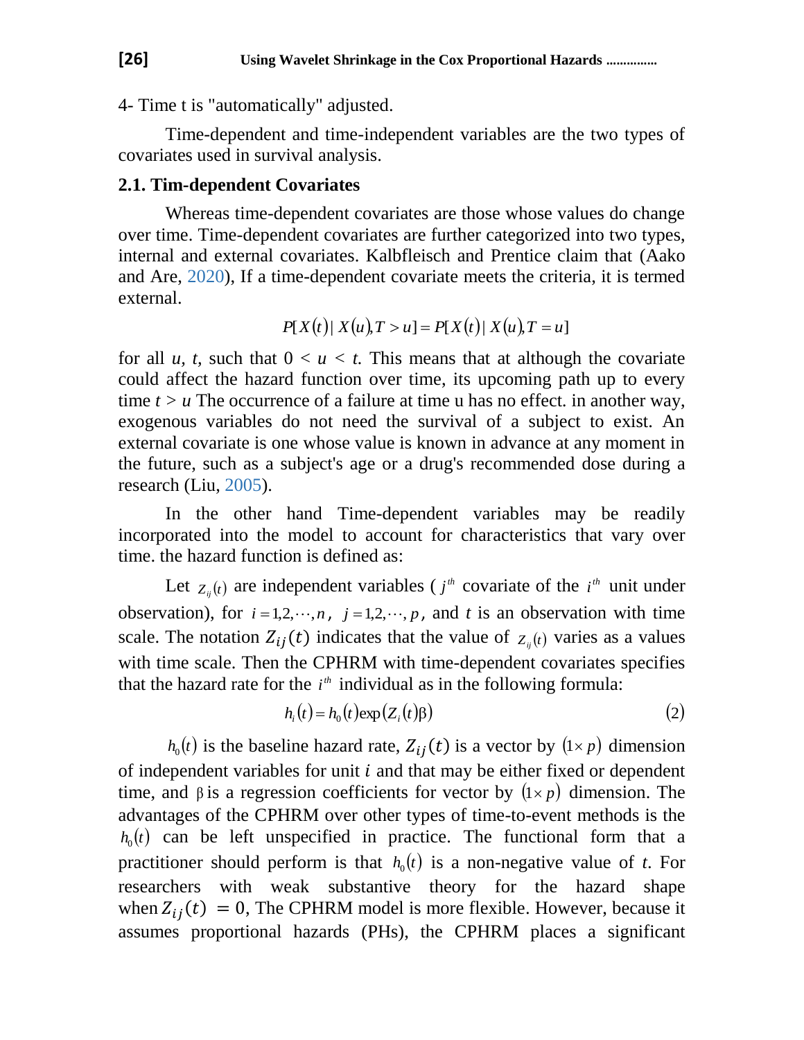4- Time t is "automatically" adjusted.

Time-dependent and time-independent variables are the two types of covariates used in survival analysis.

### 2.1. Tim-dependent Covariates

Whereas time-dependent covariates are those whose values do change over time. Time-dependent covariates are further categorized into two types, internal and external covariates. Kalbfleisch and Prentice claim that (Aako and Are, 2020), If a time-dependent covariate meets the criteria, it is termed external.

$$P[X(t) \mid X(u), T > u] = P[X(t) \mid X(u), T = u]$$

for all *u, t,* such that $0 < u < t$. This means that at although the covariate could affect the hazard function over time, its upcoming path up to every time $t > u$ The occurrence of a failure at time u has no effect. in another way, exogenous variables do not need the survival of a subject to exist. An external covariate is one whose value is known in advance at any moment in the future, such as a subject's age or a drug's recommended dose during a research (Liu, 2005).

In the other hand Time-dependent variables may be readily incorporated into the model to account for characteristics that vary over time. the hazard function is defined as:

Let $Z_{ij}(t)$ are independent variables ( $j^{th}$ covariate of the $i^{th}$ unit under observation), for $i = 1,2,\cdots,n$, $j = 1,2,\cdots,p$, and $t$ is an observation with time scale. The notation $Z_{ij}(t)$ indicates that the value of $Z_{ij}(t)$ varies as a values with time scale. Then the CPHRM with time-dependent covariates specifies that the hazard rate for the $i^{th}$ individual as in the following formula:

$$h_i(t) = h_0(t)\exp(Z_i(t)\beta) \tag{2}$$

$h_0(t)$ is the baseline hazard rate, $Z_{ij}(t)$ is a vector by $(1 \times p)$ dimension of independent variables for unit $i$ and that may be either fixed or dependent time, and $\beta$ is a regression coefficients for vector by $(1 \times p)$ dimension. The advantages of the CPHRM over other types of time-to-event methods is the $h_0(t)$ can be left unspecified in practice. The functional form that a practitioner should perform is that $h_0(t)$ is a non-negative value of *t*. For researchers with weak substantive theory for the hazard shape when $Z_{ij}(t) = 0$, The CPHRM model is more flexible. However, because it assumes proportional hazards (PHs), the CPHRM places a significant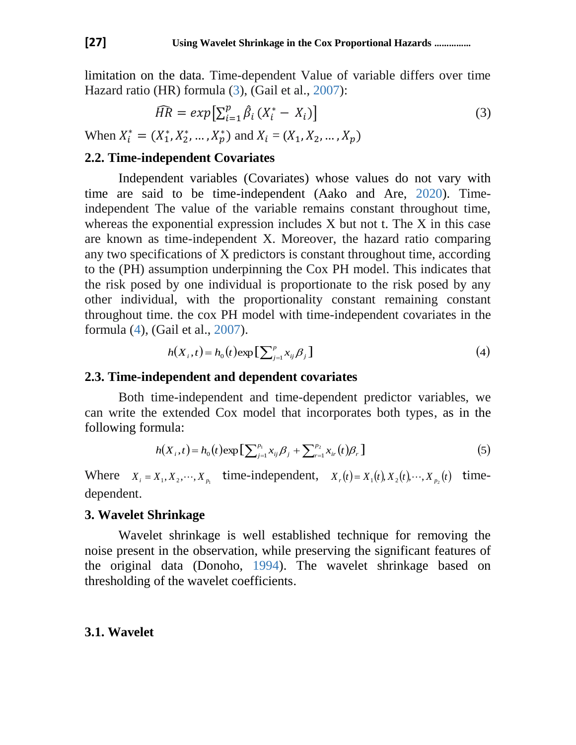limitation on the data. Time-dependent Value of variable differs over time Hazard ratio (HR) formula (3), (Gail et al., 2007):

$$\widehat{HR} = exp\left[\sum_{i=1}^{p} \hat{\beta}_i \left(X_i^* - X_i\right)\right] \tag{3}$$

When $X_i^* = (X_1^*, X_2^*, \dots, X_p^*)$ and $X_i = (X_1, X_2, \dots, X_p)$

### 2.2. Time-independent Covariates

Independent variables (Covariates) whose values do not vary with time are said to be time-independent (Aako and Are, 2020). Time-independent The value of the variable remains constant throughout time, whereas the exponential expression includes X but not t. The X in this case are known as time-independent X. Moreover, the hazard ratio comparing any two specifications of X predictors is constant throughout time, according to the (PH) assumption underpinning the Cox PH model. This indicates that the risk posed by one individual is proportionate to the risk posed by any other individual, with the proportionality constant remaining constant throughout time. the cox PH model with time-independent covariates in the formula (4), (Gail et al., 2007).

$$h(X_i, t) = h_0(t)\exp\left[\sum_{j=1}^{p} x_{ij}\beta_j\right] \tag{4}$$

### 2.3. Time-independent and dependent covariates

Both time-independent and time-dependent predictor variables, we can write the extended Cox model that incorporates both types, as in the following formula:

$$h(X_i, t) = h_0(t)\exp\left[\sum_{j=1}^{p_1} x_{ij}\beta_j + \sum_{r=1}^{p_2} x_{ir}(t)\beta_r\right] \tag{5}$$

Where $X_i = X_1, X_2, \cdots, X_{p_1}$ time-independent, $X_r(t) = X_1(t), X_2(t), \cdots, X_{p_2}(t)$ time-dependent.

## 3. Wavelet Shrinkage

Wavelet shrinkage is well established technique for removing the noise present in the observation, while preserving the significant features of the original data (Donoho, 1994). The wavelet shrinkage based on thresholding of the wavelet coefficients.

### 3.1. Wavelet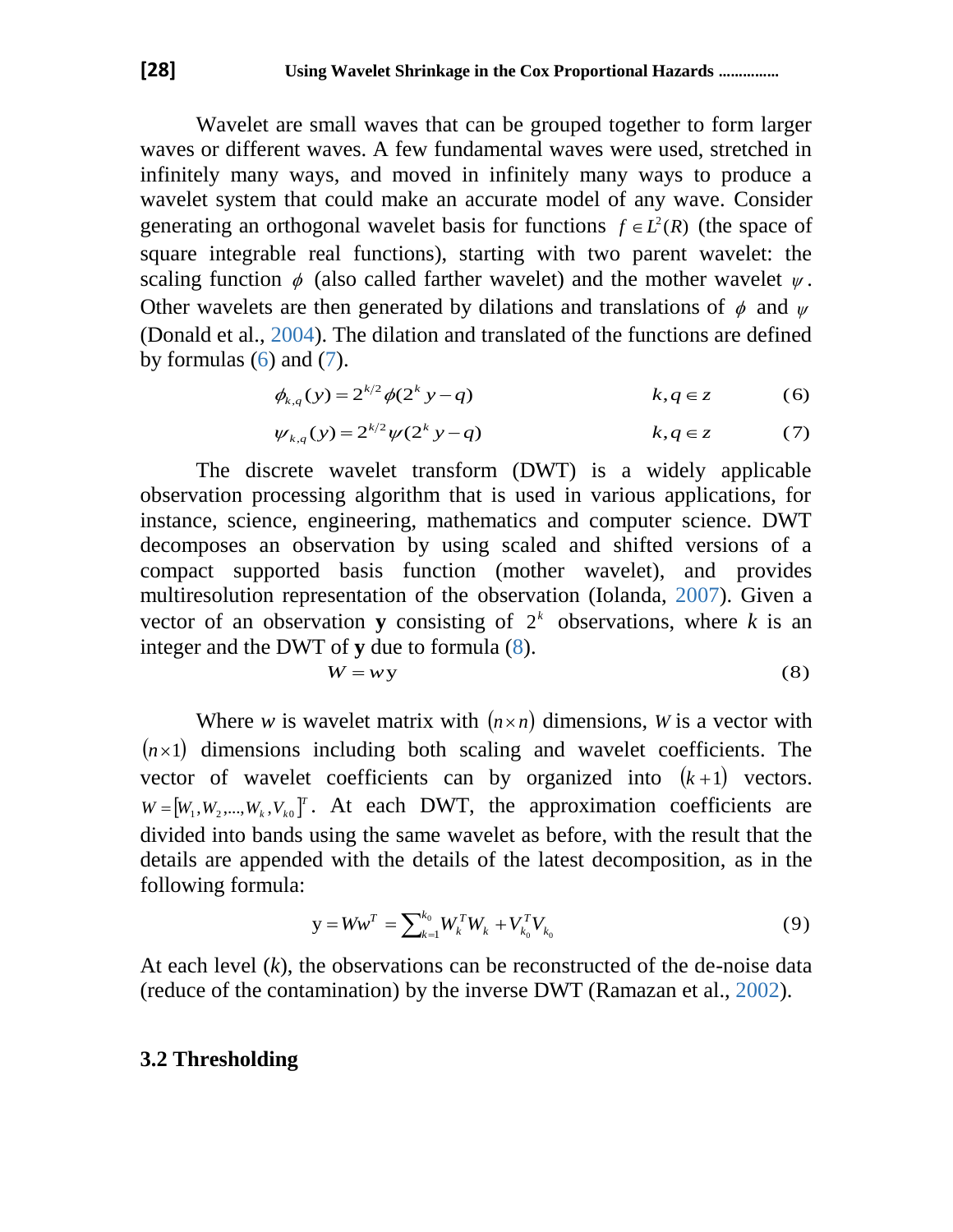Wavelet are small waves that can be grouped together to form larger waves or different waves. A few fundamental waves were used, stretched in infinitely many ways, and moved in infinitely many ways to produce a wavelet system that could make an accurate model of any wave. Consider generating an orthogonal wavelet basis for functions $f \in L^2(R)$ (the space of square integrable real functions), starting with two parent wavelet: the scaling function $\phi$ (also called farther wavelet) and the mother wavelet $\psi$. Other wavelets are then generated by dilations and translations of $\phi$ and $\psi$ (Donald et al., 2004). The dilation and translated of the functions are defined by formulas (6) and (7).

$$\phi_{k,q}(y) = 2^{k/2}\phi(2^k y - q) \qquad k, q \in z \tag{6}$$

$$\psi_{k,q}(y) = 2^{k/2}\psi(2^k y - q) \qquad k, q \in z \tag{7}$$

The discrete wavelet transform (DWT) is a widely applicable observation processing algorithm that is used in various applications, for instance, science, engineering, mathematics and computer science. DWT decomposes an observation by using scaled and shifted versions of a compact supported basis function (mother wavelet), and provides multiresolution representation of the observation (Iolanda, 2007). Given a vector of an observation **y** consisting of $2^k$ observations, where $k$ is an integer and the DWT of **y** due to formula (8).

$$W = w\mathbf{y} \tag{8}$$

Where $w$ is wavelet matrix with $(n \times n)$ dimensions, $W$ is a vector with $(n \times 1)$ dimensions including both scaling and wavelet coefficients. The vector of wavelet coefficients can by organized into $(k+1)$ vectors. $W = [W_1, W_2, ..., W_k, V_{k0}]^T$. At each DWT, the approximation coefficients are divided into bands using the same wavelet as before, with the result that the details are appended with the details of the latest decomposition, as in the following formula:

$$\mathrm{y} = Ww^T = \sum_{k=1}^{k_0} W_k^T W_k + V_{k_0}^T V_{k_0} \tag{9}$$

At each level ($k$), the observations can be reconstructed of the de-noise data (reduce of the contamination) by the inverse DWT (Ramazan et al., 2002).

### 3.2 Thresholding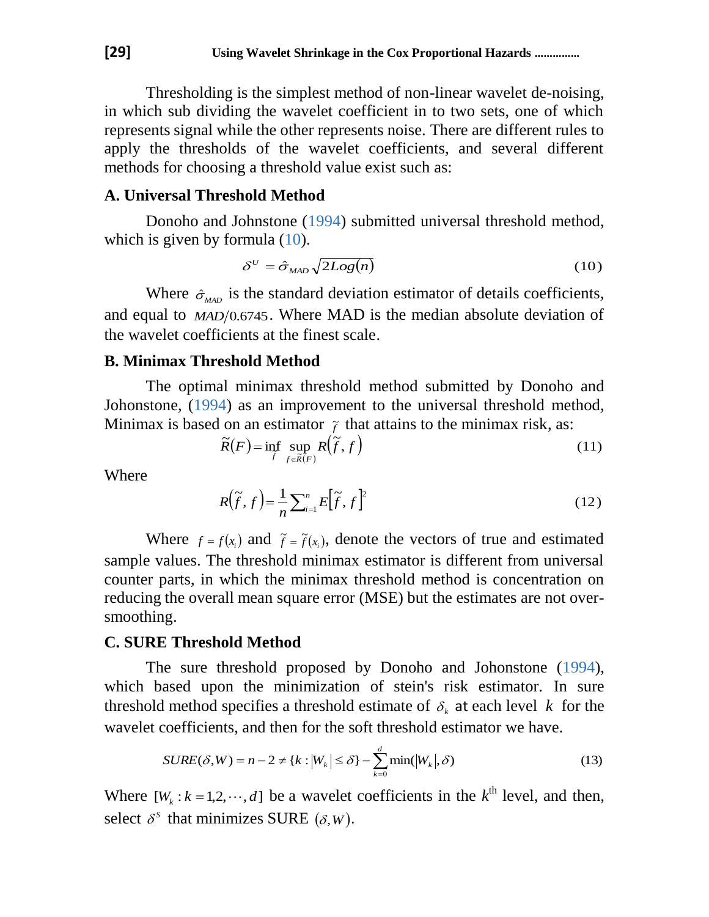Thresholding is the simplest method of non-linear wavelet de-noising, in which sub dividing the wavelet coefficient in to two sets, one of which represents signal while the other represents noise. There are different rules to apply the thresholds of the wavelet coefficients, and several different methods for choosing a threshold value exist such as:

### A. Universal Threshold Method

Donoho and Johonstone (1994) submitted universal threshold method, which is given by formula (10).

$$\delta^{U} = \hat{\sigma}_{MAD}\sqrt{2Log(n)} \tag{10}$$

Where $\hat{\sigma}_{MAD}$ is the standard deviation estimator of details coefficients, and equal to $MAD/0.6745$. Where MAD is the median absolute deviation of the wavelet coefficients at the finest scale.

### B. Minimax Threshold Method

The optimal minimax threshold method submitted by Donoho and Johonstone, (1994) as an improvement to the universal threshold method, Minimax is based on an estimator $\tilde{f}$ that attains to the minimax risk, as:

$$\tilde{R}(F) = \inf_{\tilde{f}} \sup_{f \in \tilde{R}(F)} R(\tilde{f}, f) \tag{11}$$

Where

$$R(\tilde{f}, f) = \frac{1}{n}\sum_{i=1}^{n} E[\tilde{f}, f]^2 \tag{12}$$

Where $f = f(x_i)$ and $\tilde{f} = \tilde{f}(x_i)$, denote the vectors of true and estimated sample values. The threshold minimax estimator is different from universal counter parts, in which the minimax threshold method is concentration on reducing the overall mean square error (MSE) but the estimates are not over-smoothing.

### C. SURE Threshold Method

The sure threshold proposed by Donoho and Johonstone (1994), which based upon the minimization of stein's risk estimator. In sure threshold method specifies a threshold estimate of $\delta_k$ at each level $k$ for the wavelet coefficients, and then for the soft threshold estimator we have.

$$SURE(\delta, W) = n - 2 \neq \{k : |W_k| \leq \delta\} - \sum_{k=0}^{d} \min(|W_k|, \delta) \tag{13}$$

Where $[W_k : k = 1,2,\cdots,d]$ be a wavelet coefficients in the $k^{\text{th}}$ level, and then, select $\delta^{s}$ that minimizes SURE $(\delta, W)$.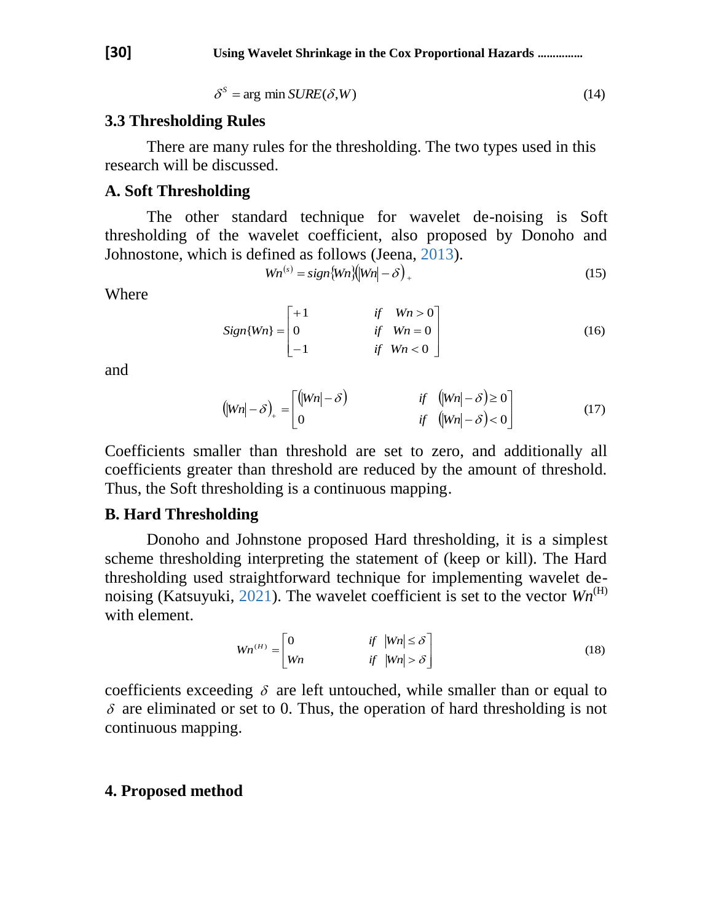$$\delta^{S} = \arg\ \min SURE(\delta, W) \tag{14}$$

### 3.3 Thresholding Rules

There are many rules for the thresholding. The two types used in this research will be discussed.

### A. Soft Thresholding

The other standard technique for wavelet de-noising is Soft thresholding of the wavelet coefficient, also proposed by Donoho and Johnostone, which is defined as follows (Jeena, 2013).

$$Wn^{(s)} = sign\{Wn\}(|Wn| - \delta)_{+} \tag{15}$$

Where

$$Sign\{Wn\} = \begin{bmatrix} +1 & if \quad Wn > 0 \\ 0 & if \quad Wn = 0 \\ -1 & if \quad Wn < 0 \end{bmatrix} \tag{16}$$

and

$$(|Wn| - \delta)_{+} = \begin{bmatrix} (|Wn| - \delta) & if \quad (|Wn| - \delta) \geq 0 \\ 0 & if \quad (|Wn| - \delta) < 0 \end{bmatrix} \tag{17}$$

Coefficients smaller than threshold are set to zero, and additionally all coefficients greater than threshold are reduced by the amount of threshold. Thus, the Soft thresholding is a continuous mapping.

### B. Hard Thresholding

Donoho and Johnstone proposed Hard thresholding, it is a simplest scheme thresholding interpreting the statement of (keep or kill). The Hard thresholding used straightforward technique for implementing wavelet de-noising (Katsuyuki, 2021). The wavelet coefficient is set to the vector $Wn^{(H)}$ with element.

$$Wn^{(H)} = \begin{bmatrix} 0 & if \quad |Wn| \leq \delta \\ Wn & if \quad |Wn| > \delta \end{bmatrix} \tag{18}$$

coefficients exceeding $\delta$ are left untouched, while smaller than or equal to $\delta$ are eliminated or set to 0. Thus, the operation of hard thresholding is not continuous mapping.

## 4. Proposed method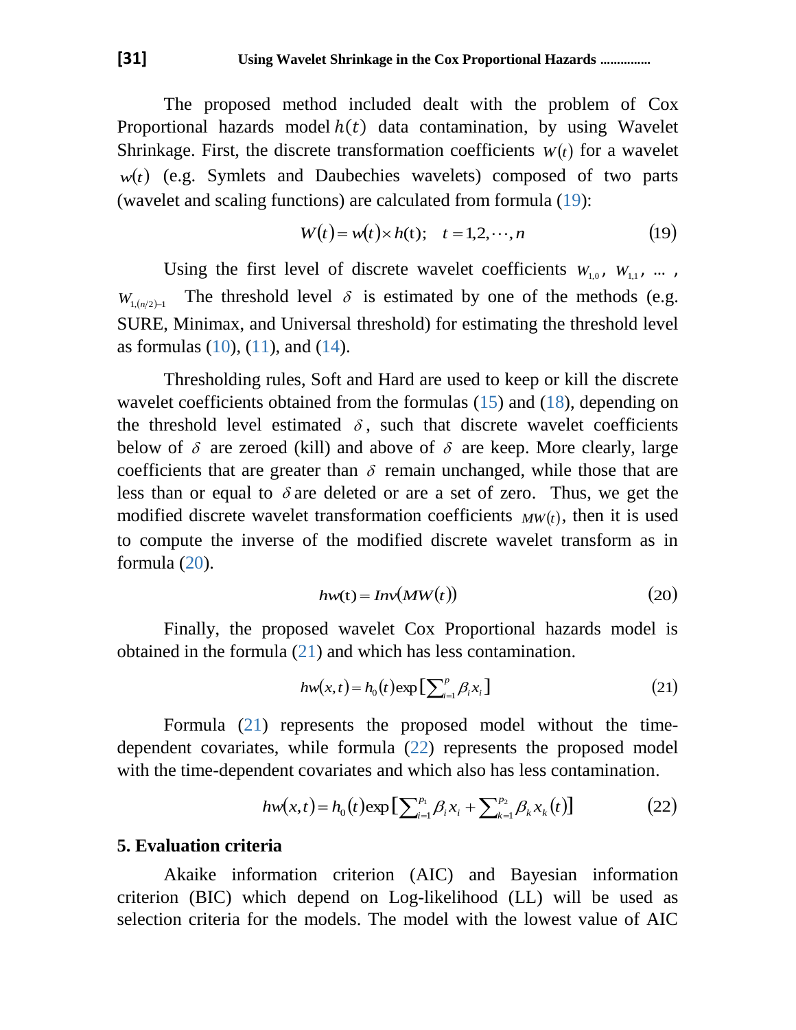The proposed method included dealt with the problem of Cox Proportional hazards model $h(t)$ data contamination, by using Wavelet Shrinkage. First, the discrete transformation coefficients $W(t)$ for a wavelet $w(t)$ (e.g. Symlets and Daubechies wavelets) composed of two parts (wavelet and scaling functions) are calculated from formula (19):

$$W(t) = w(t) \times h(\text{t}); \quad t = 1,2,\cdots,n \tag{19}$$

Using the first level of discrete wavelet coefficients $W_{1,0}$, $W_{1,1}$, ... , $W_{1,(n/2)-1}$ The threshold level $\delta$ is estimated by one of the methods (e.g. SURE, Minimax, and Universal threshold) for estimating the threshold level as formulas (10), (11), and (14).

Thresholding rules, Soft and Hard are used to keep or kill the discrete wavelet coefficients obtained from the formulas (15) and (18), depending on the threshold level estimated $\delta$, such that discrete wavelet coefficients below of $\delta$ are zeroed (kill) and above of $\delta$ are keep. More clearly, large coefficients that are greater than $\delta$ remain unchanged, while those that are less than or equal to $\delta$ are deleted or are a set of zero. Thus, we get the modified discrete wavelet transformation coefficients $MW(t)$, then it is used to compute the inverse of the modified discrete wavelet transform as in formula (20).

$$hw(\text{t}) = Inv(MW(t)) \tag{20}$$

Finally, the proposed wavelet Cox Proportional hazards model is obtained in the formula (21) and which has less contamination.

$$hw(x,t) = h_0(t)\exp\left[\sum_{i=1}^{p} \beta_i x_i\right] \tag{21}$$

Formula (21) represents the proposed model without the time-dependent covariates, while formula (22) represents the proposed model with the time-dependent covariates and which also has less contamination.

$$hw(x,t) = h_0(t)\exp\left[\sum_{i=1}^{p_1} \beta_i x_i + \sum_{k=1}^{p_2} \beta_k x_k(t)\right] \tag{22}$$

## 5. Evaluation criteria

Akaike information criterion (AIC) and Bayesian information criterion (BIC) which depend on Log-likelihood (LL) will be used as selection criteria for the models. The model with the lowest value of AIC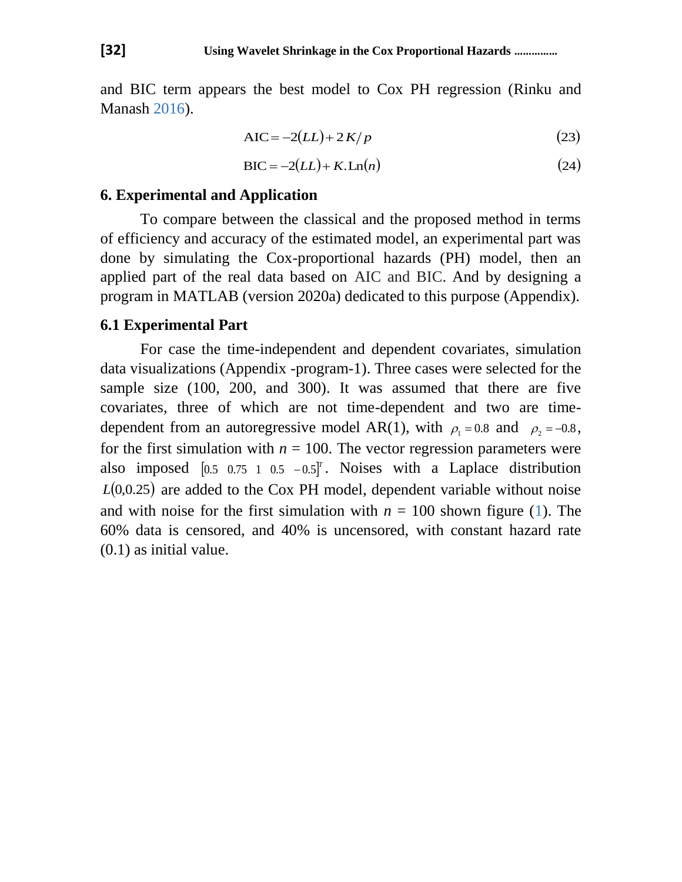and BIC term appears the best model to Cox PH regression (Rinku and Manash 2016).

$$\text{AIC} = -2(LL) + 2K/p \tag{23}$$

$$\text{BIC} = -2(LL) + K.\text{Ln}(n) \tag{24}$$

## 6. Experimental and Application

To compare between the classical and the proposed method in terms of efficiency and accuracy of the estimated model, an experimental part was done by simulating the Cox-proportional hazards (PH) model, then an applied part of the real data based on AIC and BIC. And by designing a program in MATLAB (version 2020a) dedicated to this purpose (Appendix).

### 6.1 Experimental Part

For case the time-independent and dependent covariates, simulation data visualizations (Appendix -program-1). Three cases were selected for the sample size (100, 200, and 300). It was assumed that there are five covariates, three of which are not time-dependent and two are time-dependent from an autoregressive model AR(1), with $\rho_1 = 0.8$ and $\rho_2 = -0.8$, for the first simulation with $n$ = 100. The vector regression parameters were also imposed $[0.5 \;\; 0.75 \;\; 1 \;\; 0.5 \;\; -0.5]^T$. Noises with a Laplace distribution $L(0,0.25)$ are added to the Cox PH model, dependent variable without noise and with noise for the first simulation with $n$ = 100 shown figure (1). The 60% data is censored, and 40% is uncensored, with constant hazard rate (0.1) as initial value.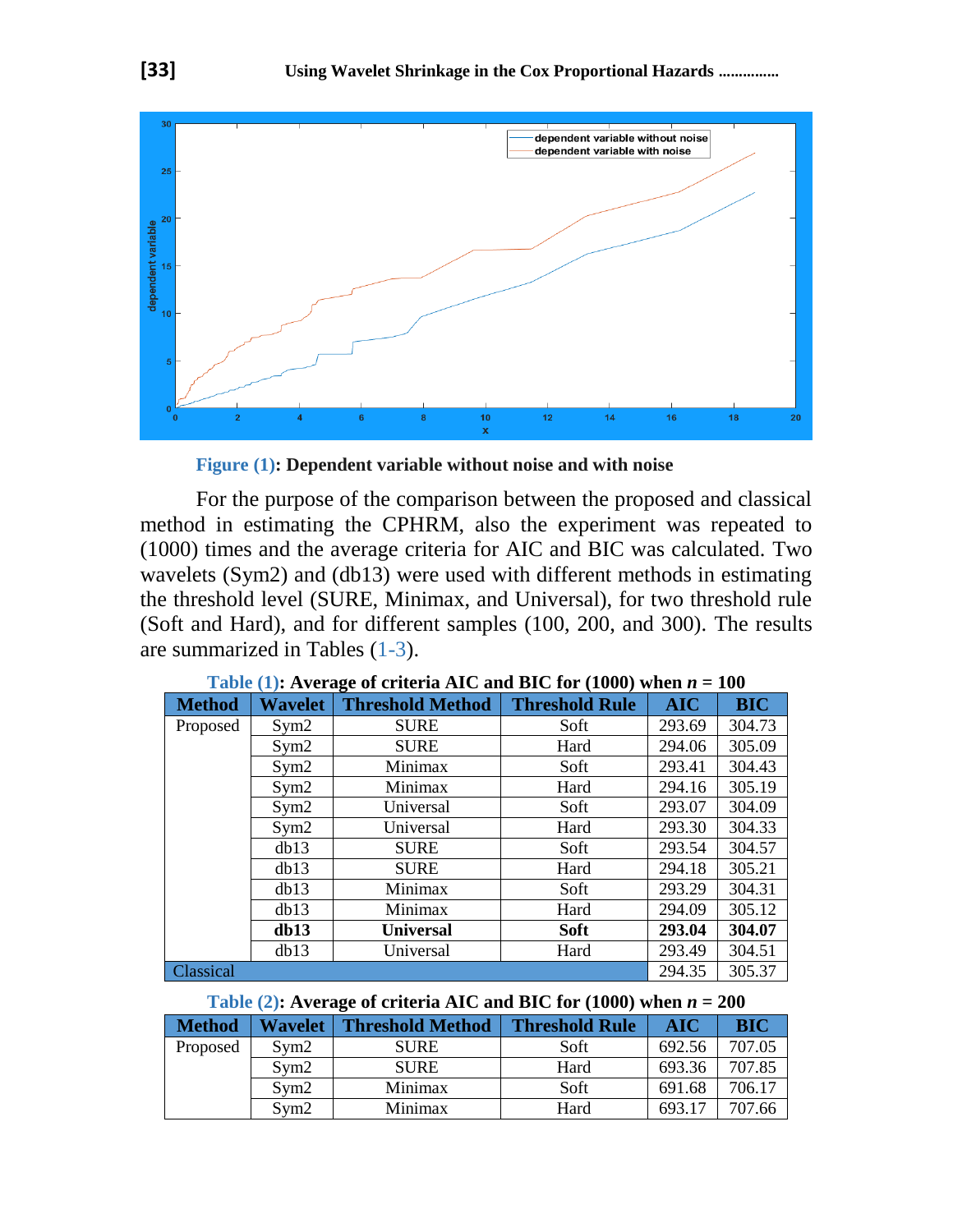**Figure (1): Dependent variable without noise and with noise**

For the purpose of the comparison between the proposed and classical method in estimating the CPHRM, also the experiment was repeated to (1000) times and the average criteria for AIC and BIC was calculated. Two wavelets (Sym2) and (db13) were used with different methods in estimating the threshold level (SURE, Minimax, and Universal), for two threshold rule (Soft and Hard), and for different samples (100, 200, and 300). The results are summarized in Tables (1-3).

**Table (1): Average of criteria AIC and BIC for (1000) when *n* = 100**

| Method | Wavelet | Threshold Method | Threshold Rule | AIC | BIC |
|---|---|---|---|---|---|
| Proposed | Sym2 | SURE | Soft | 293.69 | 304.73 |
| | Sym2 | SURE | Hard | 294.06 | 305.09 |
| | Sym2 | Minimax | Soft | 293.41 | 304.43 |
| | Sym2 | Minimax | Hard | 294.16 | 305.19 |
| | Sym2 | Universal | Soft | 293.07 | 304.09 |
| | Sym2 | Universal | Hard | 293.30 | 304.33 |
| | db13 | SURE | Soft | 293.54 | 304.57 |
| | db13 | SURE | Hard | 294.18 | 305.21 |
| | db13 | Minimax | Soft | 293.29 | 304.31 |
| | db13 | Minimax | Hard | 294.09 | 305.12 |
| | **db13** | **Universal** | **Soft** | **293.04** | **304.07** |
| | db13 | Universal | Hard | 293.49 | 304.51 |
| Classical | | | | 294.35 | 305.37 |

**Table (2): Average of criteria AIC and BIC for (1000) when *n* = 200**

| Method | Wavelet | Threshold Method | Threshold Rule | AIC | BIC |
|---|---|---|---|---|---|
| Proposed | Sym2 | SURE | Soft | 692.56 | 707.05 |
| | Sym2 | SURE | Hard | 693.36 | 707.85 |
| | Sym2 | Minimax | Soft | 691.68 | 706.17 |
| | Sym2 | Minimax | Hard | 693.17 | 707.66 |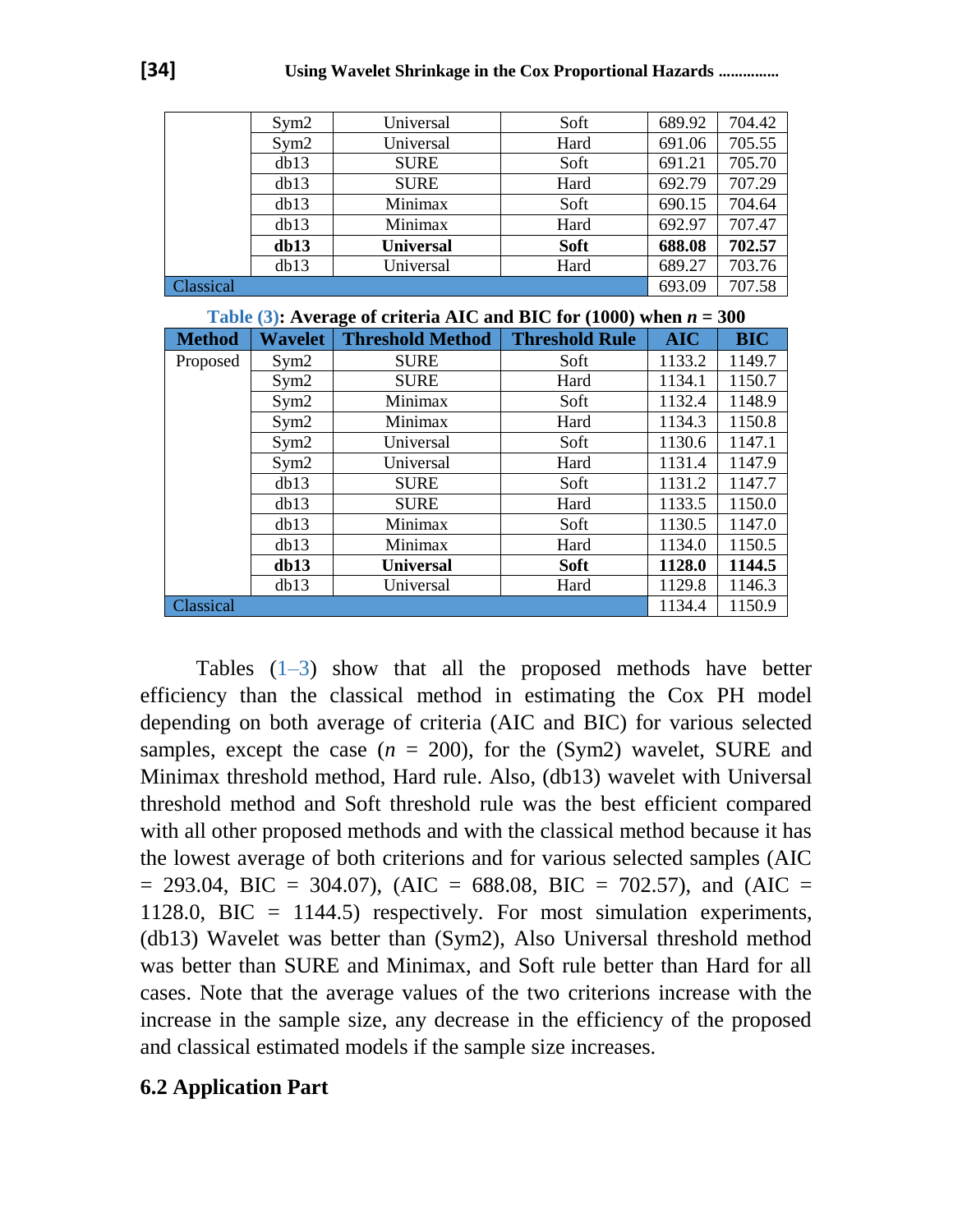| | Sym2 | Universal | Soft | 689.92 | 704.42 |
|---|---|---|---|---|---|
| | Sym2 | Universal | Hard | 691.06 | 705.55 |
| | db13 | SURE | Soft | 691.21 | 705.70 |
| | db13 | SURE | Hard | 692.79 | 707.29 |
| | db13 | Minimax | Soft | 690.15 | 704.64 |
| | db13 | Minimax | Hard | 692.97 | 707.47 |
| | **db13** | **Universal** | **Soft** | **688.08** | **702.57** |
| | db13 | Universal | Hard | 689.27 | 703.76 |
| Classical | | | | 693.09 | 707.58 |

**Table (3): Average of criteria AIC and BIC for (1000) when *n* = 300**

| Method | Wavelet | Threshold Method | Threshold Rule | AIC | BIC |
|---|---|---|---|---|---|
| Proposed | Sym2 | SURE | Soft | 1133.2 | 1149.7 |
| | Sym2 | SURE | Hard | 1134.1 | 1150.7 |
| | Sym2 | Minimax | Soft | 1132.4 | 1148.9 |
| | Sym2 | Minimax | Hard | 1134.3 | 1150.8 |
| | Sym2 | Universal | Soft | 1130.6 | 1147.1 |
| | Sym2 | Universal | Hard | 1131.4 | 1147.9 |
| | db13 | SURE | Soft | 1131.2 | 1147.7 |
| | db13 | SURE | Hard | 1133.5 | 1150.0 |
| | db13 | Minimax | Soft | 1130.5 | 1147.0 |
| | db13 | Minimax | Hard | 1134.0 | 1150.5 |
| | **db13** | **Universal** | **Soft** | **1128.0** | **1144.5** |
| | db13 | Universal | Hard | 1129.8 | 1146.3 |
| Classical | | | | 1134.4 | 1150.9 |

Tables (1–3) show that all the proposed methods have better efficiency than the classical method in estimating the Cox PH model depending on both average of criteria (AIC and BIC) for various selected samples, except the case ($n$ = 200), for the (Sym2) wavelet, SURE and Minimax threshold method, Hard rule. Also, (db13) wavelet with Universal threshold method and Soft threshold rule was the best efficient compared with all other proposed methods and with the classical method because it has the lowest average of both criterions and for various selected samples (AIC = 293.04, BIC = 304.07), (AIC = 688.08, BIC = 702.57), and (AIC = 1128.0, BIC = 1144.5) respectively. For most simulation experiments, (db13) Wavelet was better than (Sym2), Also Universal threshold method was better than SURE and Minimax, and Soft rule better than Hard for all cases. Note that the average values of the two criterions increase with the increase in the sample size, any decrease in the efficiency of the proposed and classical estimated models if the sample size increases.

## 6.2 Application Part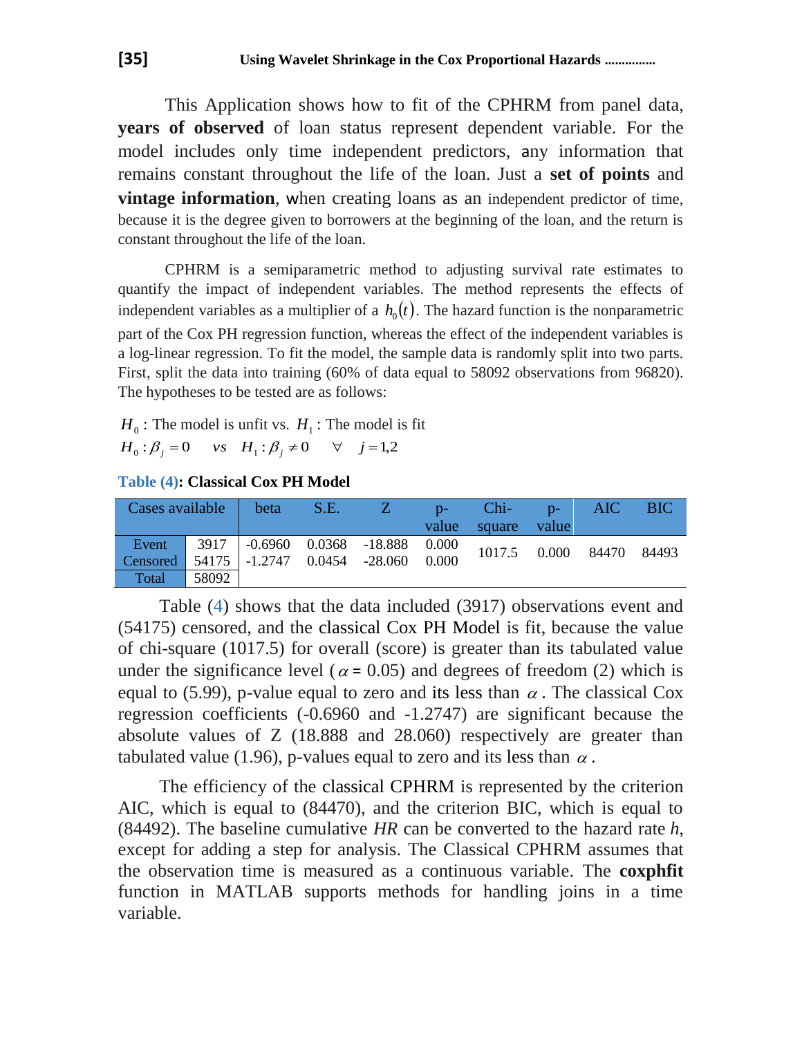This Application shows how to fit of the CPHRM from panel data, **years of observed** of loan status represent dependent variable. For the model includes only time independent predictors, any information that remains constant throughout the life of the loan. Just a **set of points** and **vintage information**, when creating loans as an independent predictor of time, because it is the degree given to borrowers at the beginning of the loan, and the return is constant throughout the life of the loan.

CPHRM is a semiparametric method to adjusting survival rate estimates to quantify the impact of independent variables. The method represents the effects of independent variables as a multiplier of a $h_0(t)$. The hazard function is the nonparametric part of the Cox PH regression function, whereas the effect of the independent variables is a log-linear regression. To fit the model, the sample data is randomly split into two parts. First, split the data into training (60% of data equal to 58092 observations from 96820). The hypotheses to be tested are as follows:

$H_0$ : The model is unfit vs. $H_1$ : The model is fit

$H_0 : \beta_j = 0 \quad vs \quad H_1 : \beta_j \neq 0 \quad \forall \quad j = 1,2$

**Table (4): Classical Cox PH Model**

| Cases available | | beta | S.E. | Z | p-value | Chi-square | p-value | AIC | BIC |
|---|---|---|---|---|---|---|---|---|---|
| Event | 3917 | -0.6960 | 0.0368 | -18.888 | 0.000 | 1017.5 | 0.000 | 84470 | 84493 |
| Censored | 54175 | -1.2747 | 0.0454 | -28.060 | 0.000 | | | | |
| Total | 58092 | | | | | | | | |

Table (4) shows that the data included (3917) observations event and (54175) censored, and the classical Cox PH Model is fit, because the value of chi-square (1017.5) for overall (score) is greater than its tabulated value under the significance level ($\alpha$ = 0.05) and degrees of freedom (2) which is equal to (5.99), p-value equal to zero and its less than $\alpha$. The classical Cox regression coefficients (-0.6960 and -1.2747) are significant because the absolute values of Z (18.888 and 28.060) respectively are greater than tabulated value (1.96), p-values equal to zero and its less than $\alpha$.

The efficiency of the classical CPHRM is represented by the criterion AIC, which is equal to (84470), and the criterion BIC, which is equal to (84492). The baseline cumulative *HR* can be converted to the hazard rate *h*, except for adding a step for analysis. The Classical CPHRM assumes that the observation time is measured as a continuous variable. The **coxphfit** function in MATLAB supports methods for handling joins in a time variable.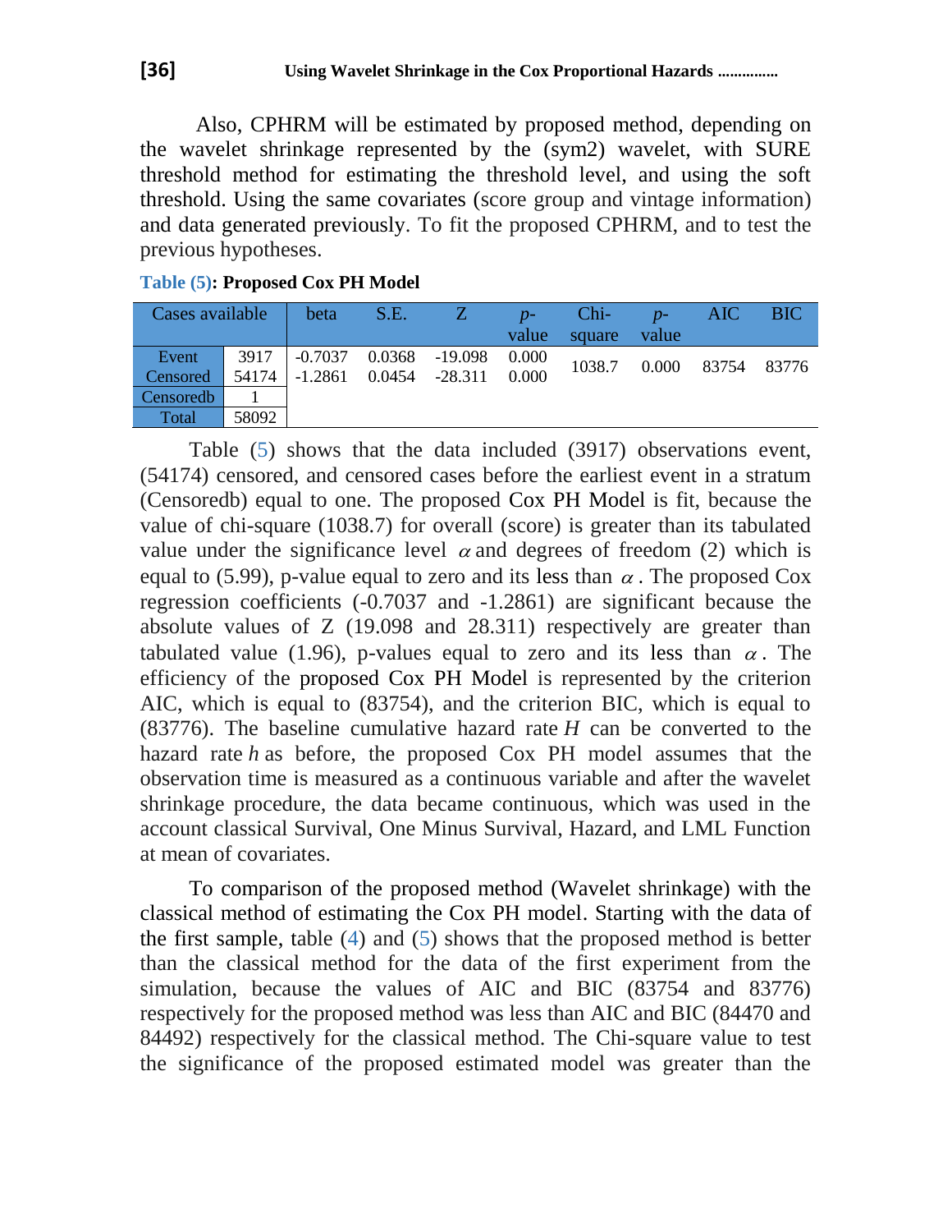Also, CPHRM will be estimated by proposed method, depending on the wavelet shrinkage represented by the (sym2) wavelet, with SURE threshold method for estimating the threshold level, and using the soft threshold. Using the same covariates (score group and vintage information) and data generated previously. To fit the proposed CPHRM, and to test the previous hypotheses.

**Table (5): Proposed Cox PH Model**

| Cases available | | beta | S.E. | Z | *p*-value | Chi-square | *p*-value | AIC | BIC |
|---|---|---|---|---|---|---|---|---|---|
| Event | 3917 | -0.7037 | 0.0368 | -19.098 | 0.000 | 1038.7 | 0.000 | 83754 | 83776 |
| Censored | 54174 | -1.2861 | 0.0454 | -28.311 | 0.000 | | | | |
| Censoredb | 1 | | | | | | | | |
| Total | 58092 | | | | | | | | |

Table (5) shows that the data included (3917) observations event, (54174) censored, and censored cases before the earliest event in a stratum (Censoredb) equal to one. The proposed Cox PH Model is fit, because the value of chi-square (1038.7) for overall (score) is greater than its tabulated value under the significance level $\alpha$ and degrees of freedom (2) which is equal to (5.99), p-value equal to zero and its less than $\alpha$. The proposed Cox regression coefficients (-0.7037 and -1.2861) are significant because the absolute values of Z (19.098 and 28.311) respectively are greater than tabulated value (1.96), p-values equal to zero and its less than $\alpha$. The efficiency of the proposed Cox PH Model is represented by the criterion AIC, which is equal to (83754), and the criterion BIC, which is equal to (83776). The baseline cumulative hazard rate $H$ can be converted to the hazard rate $h$ as before, the proposed Cox PH model assumes that the observation time is measured as a continuous variable and after the wavelet shrinkage procedure, the data became continuous, which was used in the account classical Survival, One Minus Survival, Hazard, and LML Function at mean of covariates.

To comparison of the proposed method (Wavelet shrinkage) with the classical method of estimating the Cox PH model. Starting with the data of the first sample, table (4) and (5) shows that the proposed method is better than the classical method for the data of the first experiment from the simulation, because the values of AIC and BIC (83754 and 83776) respectively for the proposed method was less than AIC and BIC (84470 and 84492) respectively for the classical method. The Chi-square value to test the significance of the proposed estimated model was greater than the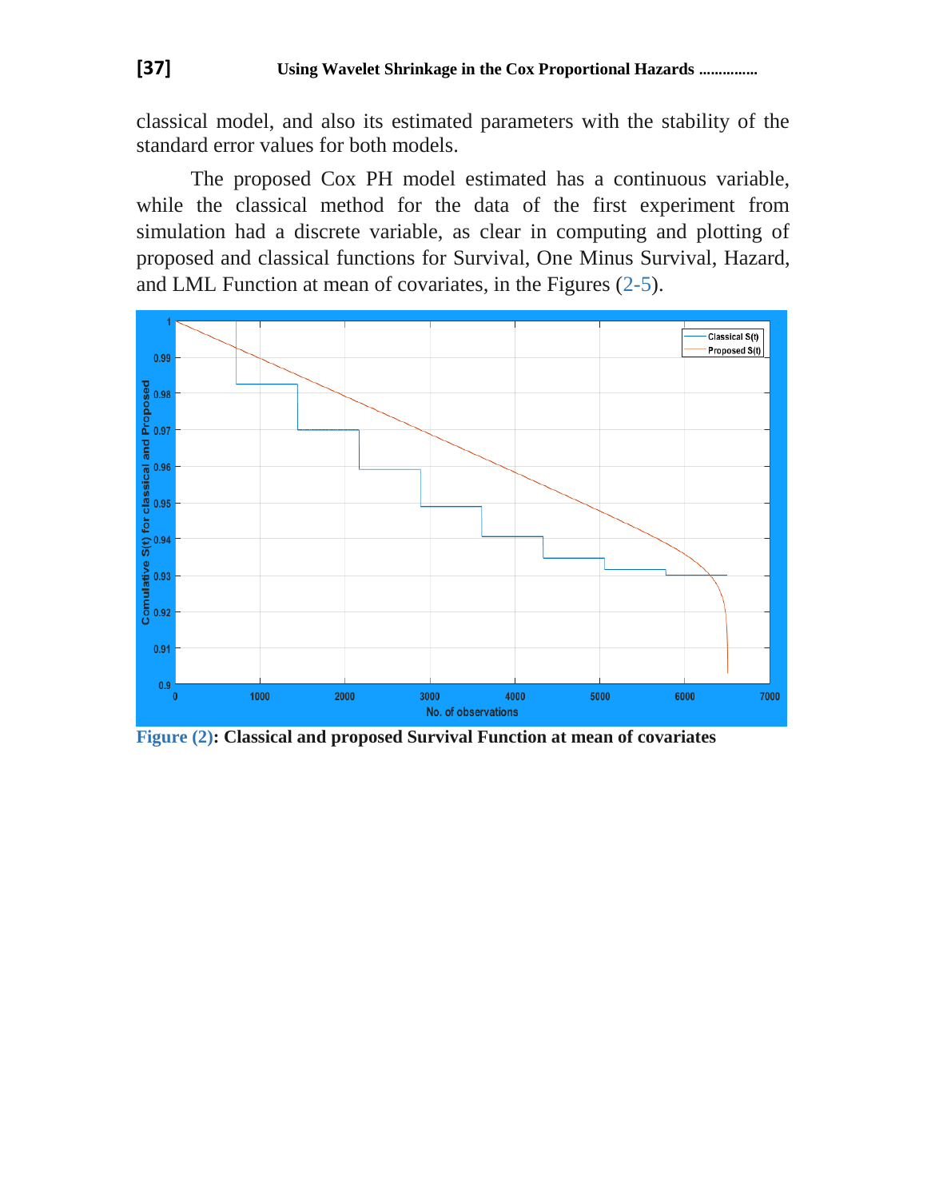classical model, and also its estimated parameters with the stability of the standard error values for both models.

The proposed Cox PH model estimated has a continuous variable, while the classical method for the data of the first experiment from simulation had a discrete variable, as clear in computing and plotting of proposed and classical functions for Survival, One Minus Survival, Hazard, and LML Function at mean of covariates, in the Figures (2-5).

**Figure (2): Classical and proposed Survival Function at mean of covariates**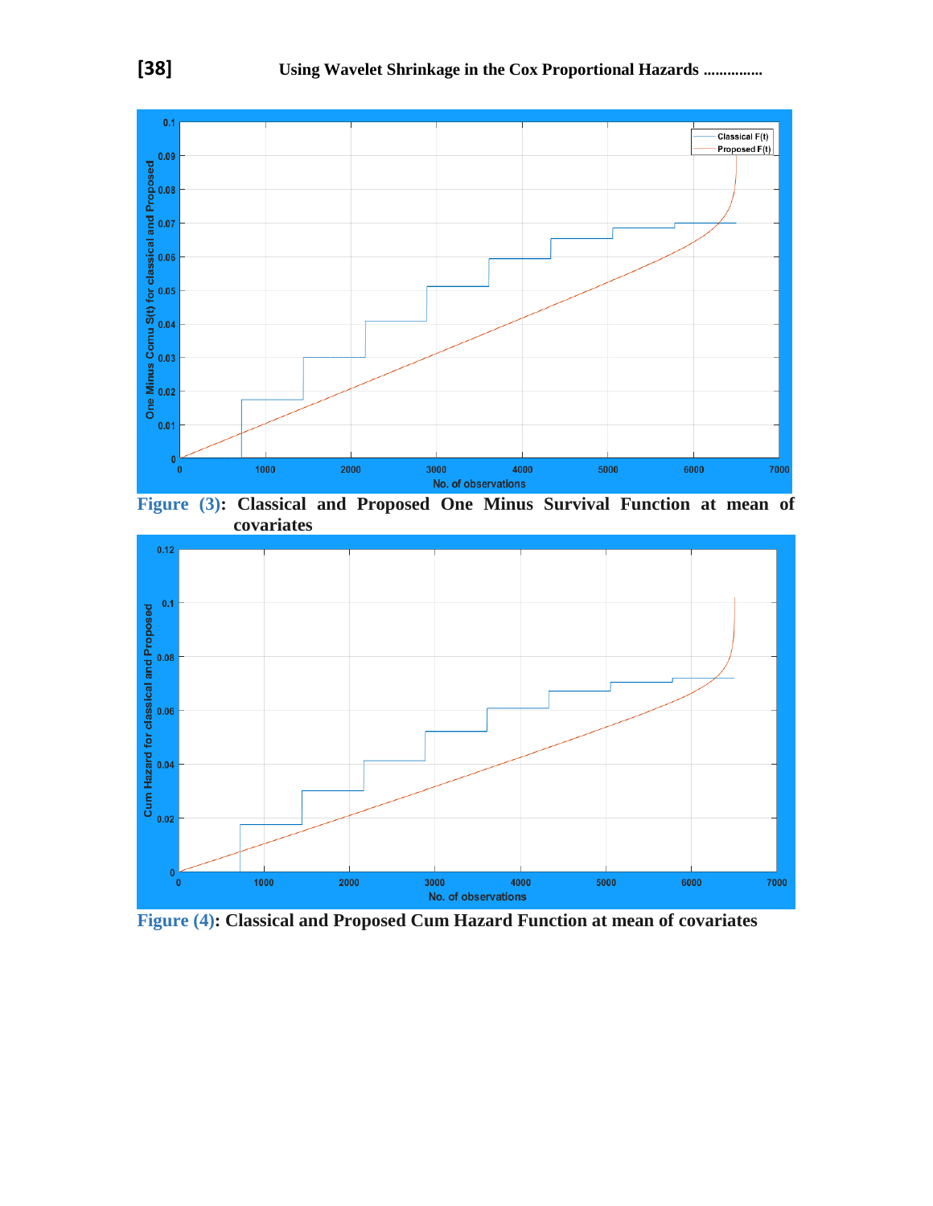**Figure (3): Classical and Proposed One Minus Survival Function at mean of covariates**

**Figure (4): Classical and Proposed Cum Hazard Function at mean of covariates**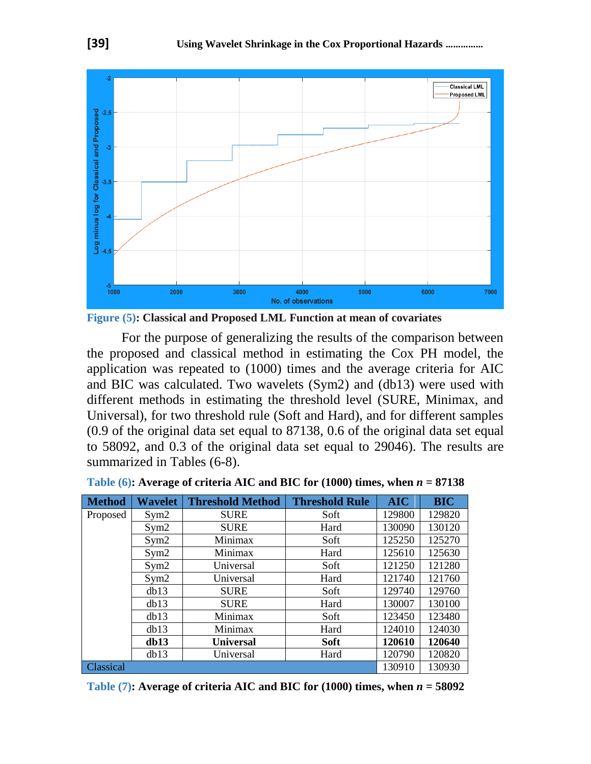Figure (5): Classical and Proposed LML Function at mean of covariates

For the purpose of generalizing the results of the comparison between the proposed and classical method in estimating the Cox PH model, the application was repeated to (1000) times and the average criteria for AIC and BIC was calculated. Two wavelets (Sym2) and (db13) were used with different methods in estimating the threshold level (SURE, Minimax, and Universal), for two threshold rule (Soft and Hard), and for different samples (0.9 of the original data set equal to 87138, 0.6 of the original data set equal to 58092, and 0.3 of the original data set equal to 29046). The results are summarized in Tables (6-8).

**Table (6): Average of criteria AIC and BIC for (1000) times, when $n$ = 87138**

| Method | Wavelet | Threshold Method | Threshold Rule | AIC | BIC |
|---|---|---|---|---|---|
| Proposed | Sym2 | SURE | Soft | 129800 | 129820 |
| | Sym2 | SURE | Hard | 130090 | 130120 |
| | Sym2 | Minimax | Soft | 125250 | 125270 |
| | Sym2 | Minimax | Hard | 125610 | 125630 |
| | Sym2 | Universal | Soft | 121250 | 121280 |
| | Sym2 | Universal | Hard | 121740 | 121760 |
| | db13 | SURE | Soft | 129740 | 129760 |
| | db13 | SURE | Hard | 130007 | 130100 |
| | db13 | Minimax | Soft | 123450 | 123480 |
| | db13 | Minimax | Hard | 124010 | 124030 |
| | **db13** | **Universal** | **Soft** | **120610** | **120640** |
| | db13 | Universal | Hard | 120790 | 120820 |
| Classical | | | | 130910 | 130930 |

**Table (7): Average of criteria AIC and BIC for (1000) times, when $n$ = 58092**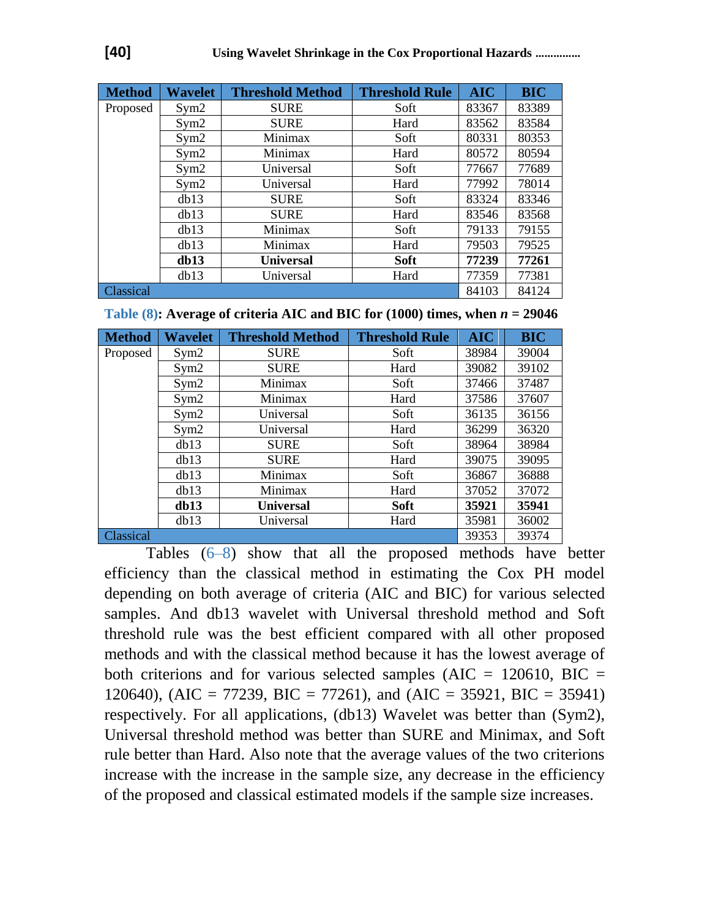| Method | Wavelet | Threshold Method | Threshold Rule | AIC | BIC |
|---|---|---|---|---|---|
| Proposed | Sym2 | SURE | Soft | 83367 | 83389 |
| | Sym2 | SURE | Hard | 83562 | 83584 |
| | Sym2 | Minimax | Soft | 80331 | 80353 |
| | Sym2 | Minimax | Hard | 80572 | 80594 |
| | Sym2 | Universal | Soft | 77667 | 77689 |
| | Sym2 | Universal | Hard | 77992 | 78014 |
| | db13 | SURE | Soft | 83324 | 83346 |
| | db13 | SURE | Hard | 83546 | 83568 |
| | db13 | Minimax | Soft | 79133 | 79155 |
| | db13 | Minimax | Hard | 79503 | 79525 |
| | **db13** | **Universal** | **Soft** | **77239** | **77261** |
| | db13 | Universal | Hard | 77359 | 77381 |
| Classical | | | | 84103 | 84124 |

**Table (8): Average of criteria AIC and BIC for (1000) times, when $n = 29046$**

| Method | Wavelet | Threshold Method | Threshold Rule | AIC | BIC |
|---|---|---|---|---|---|
| Proposed | Sym2 | SURE | Soft | 38984 | 39004 |
| | Sym2 | SURE | Hard | 39082 | 39102 |
| | Sym2 | Minimax | Soft | 37466 | 37487 |
| | Sym2 | Minimax | Hard | 37586 | 37607 |
| | Sym2 | Universal | Soft | 36135 | 36156 |
| | Sym2 | Universal | Hard | 36299 | 36320 |
| | db13 | SURE | Soft | 38964 | 38984 |
| | db13 | SURE | Hard | 39075 | 39095 |
| | db13 | Minimax | Soft | 36867 | 36888 |
| | db13 | Minimax | Hard | 37052 | 37072 |
| | **db13** | **Universal** | **Soft** | **35921** | **35941** |
| | db13 | Universal | Hard | 35981 | 36002 |
| Classical | | | | 39353 | 39374 |

Tables (6–8) show that all the proposed methods have better efficiency than the classical method in estimating the Cox PH model depending on both average of criteria (AIC and BIC) for various selected samples. And db13 wavelet with Universal threshold method and Soft threshold rule was the best efficient compared with all other proposed methods and with the classical method because it has the lowest average of both criterions and for various selected samples (AIC = 120610, BIC = 120640), (AIC = 77239, BIC = 77261), and (AIC = 35921, BIC = 35941) respectively. For all applications, (db13) Wavelet was better than (Sym2), Universal threshold method was better than SURE and Minimax, and Soft rule better than Hard. Also note that the average values of the two criterions increase with the increase in the sample size, any decrease in the efficiency of the proposed and classical estimated models if the sample size increases.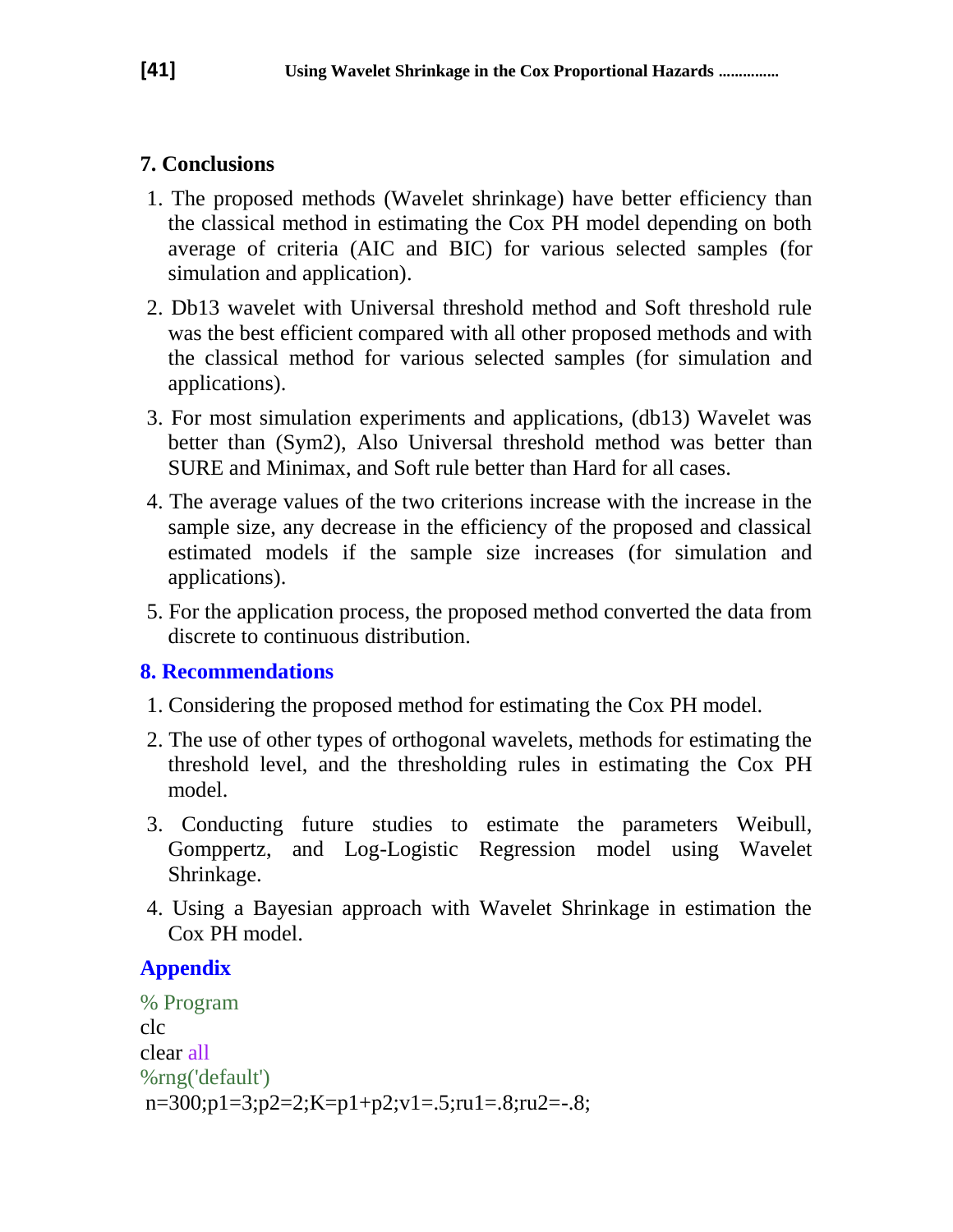## 7. Conclusions

1. The proposed methods (Wavelet shrinkage) have better efficiency than the classical method in estimating the Cox PH model depending on both average of criteria (AIC and BIC) for various selected samples (for simulation and application).
2. Db13 wavelet with Universal threshold method and Soft threshold rule was the best efficient compared with all other proposed methods and with the classical method for various selected samples (for simulation and applications).
3. For most simulation experiments and applications, (db13) Wavelet was better than (Sym2), Also Universal threshold method was better than SURE and Minimax, and Soft rule better than Hard for all cases.
4. The average values of the two criterions increase with the increase in the sample size, any decrease in the efficiency of the proposed and classical estimated models if the sample size increases (for simulation and applications).
5. For the application process, the proposed method converted the data from discrete to continuous distribution.

## 8. Recommendations

1. Considering the proposed method for estimating the Cox PH model.
2. The use of other types of orthogonal wavelets, methods for estimating the threshold level, and the thresholding rules in estimating the Cox PH model.
3. Conducting future studies to estimate the parameters Weibull, Gomppertz, and Log-Logistic Regression model using Wavelet Shrinkage.
4. Using a Bayesian approach with Wavelet Shrinkage in estimation the Cox PH model.

## Appendix

```
% Program
clc
clear all
%rng('default')
 n=300;p1=3;p2=2;K=p1+p2;v1=.5;ru1=.8;ru2=-.8;
```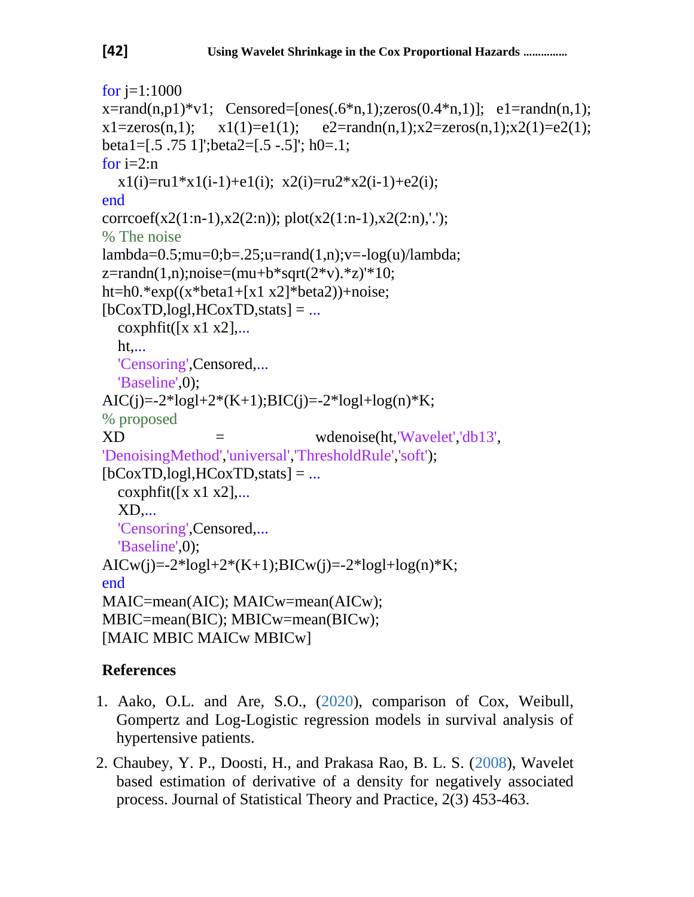```
for j=1:1000
x=rand(n,p1)*v1;   Censored=[ones(.6*n,1);zeros(0.4*n,1)];   e1=randn(n,1);
x1=zeros(n,1);     x1(1)=e1(1);     e2=randn(n,1);x2=zeros(n,1);x2(1)=e2(1);
beta1=[.5 .75 1]';beta2=[.5 -.5]'; h0=.1;
for i=2:n
   x1(i)=ru1*x1(i-1)+e1(i);  x2(i)=ru2*x2(i-1)+e2(i);
end
corrcoef(x2(1:n-1),x2(2:n)); plot(x2(1:n-1),x2(2:n),'.');
% The noise
lambda=0.5;mu=0;b=.25;u=rand(1,n);v=-log(u)/lambda;
z=randn(1,n);noise=(mu+b*sqrt(2*v).*z)'*10;
ht=h0.*exp((x*beta1+[x1 x2]*beta2))+noise;
[bCoxTD,logl,HCoxTD,stats] = ...
   coxphfit([x x1 x2],...
   ht,...
   'Censoring',Censored,...
   'Baseline',0);
AIC(j)=-2*logl+2*(K+1);BIC(j)=-2*logl+log(n)*K;
% proposed
XD = wdenoise(ht,'Wavelet','db13',
'DenoisingMethod','universal','ThresholdRule','soft');
[bCoxTD,logl,HCoxTD,stats] = ...
   coxphfit([x x1 x2],...
   XD,...
   'Censoring',Censored,...
   'Baseline',0);
AICw(j)=-2*logl+2*(K+1);BICw(j)=-2*logl+log(n)*K;
end
MAIC=mean(AIC); MAICw=mean(AICw);
MBIC=mean(BIC); MBICw=mean(BICw);
[MAIC MBIC MAICw MBICw]
```

## References

1. Aako, O.L. and Are, S.O., (2020), comparison of Cox, Weibull, Gompertz and Log-Logistic regression models in survival analysis of hypertensive patients.

2. Chaubey, Y. P., Doosti, H., and Prakasa Rao, B. L. S. (2008), Wavelet based estimation of derivative of a density for negatively associated process. Journal of Statistical Theory and Practice, 2(3) 453-463.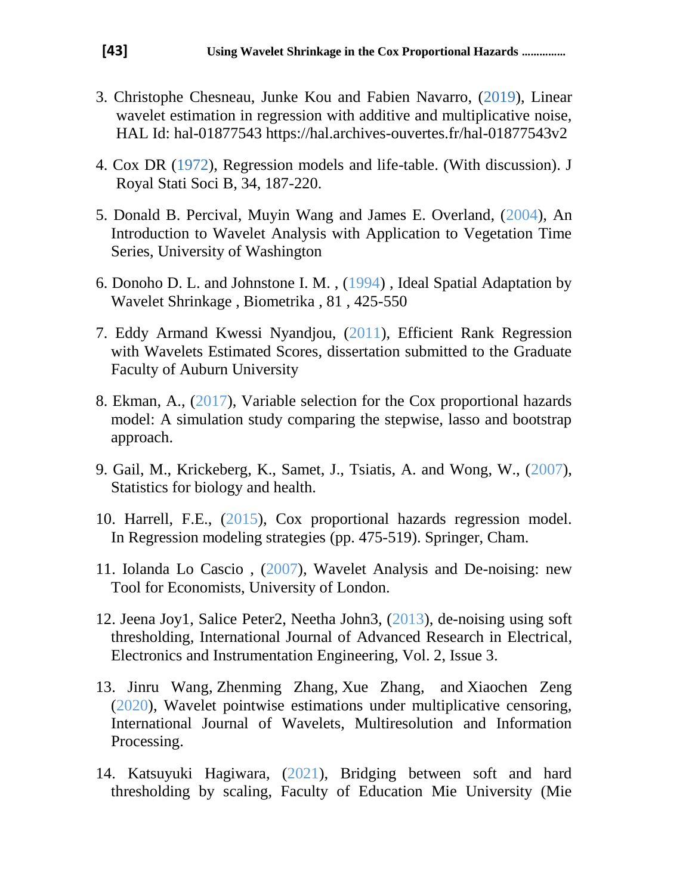3. Christophe Chesneau, Junke Kou and Fabien Navarro, (2019), Linear wavelet estimation in regression with additive and multiplicative noise, HAL Id: hal-01877543 https://hal.archives-ouvertes.fr/hal-01877543v2

4. Cox DR (1972), Regression models and life-table. (With discussion). J Royal Stati Soci B, 34, 187-220.

5. Donald B. Percival, Muyin Wang and James E. Overland, (2004), An Introduction to Wavelet Analysis with Application to Vegetation Time Series, University of Washington

6. Donoho D. L. and Johnstone I. M. , (1994) , Ideal Spatial Adaptation by Wavelet Shrinkage , Biometrika , 81 , 425-550

7. Eddy Armand Kwessi Nyandjou, (2011), Efficient Rank Regression with Wavelets Estimated Scores, dissertation submitted to the Graduate Faculty of Auburn University

8. Ekman, A., (2017), Variable selection for the Cox proportional hazards model: A simulation study comparing the stepwise, lasso and bootstrap approach.

9. Gail, M., Krickeberg, K., Samet, J., Tsiatis, A. and Wong, W., (2007), Statistics for biology and health.

10. Harrell, F.E., (2015), Cox proportional hazards regression model. In Regression modeling strategies (pp. 475-519). Springer, Cham.

11. Iolanda Lo Cascio , (2007), Wavelet Analysis and De-noising: new Tool for Economists, University of London.

12. Jeena Joy1, Salice Peter2, Neetha John3, (2013), de-noising using soft thresholding, International Journal of Advanced Research in Electrical, Electronics and Instrumentation Engineering, Vol. 2, Issue 3.

13. Jinru Wang, Zhenming Zhang, Xue Zhang, and Xiaochen Zeng (2020), Wavelet pointwise estimations under multiplicative censoring, International Journal of Wavelets, Multiresolution and Information Processing.

14. Katsuyuki Hagiwara, (2021), Bridging between soft and hard thresholding by scaling, Faculty of Education Mie University (Mie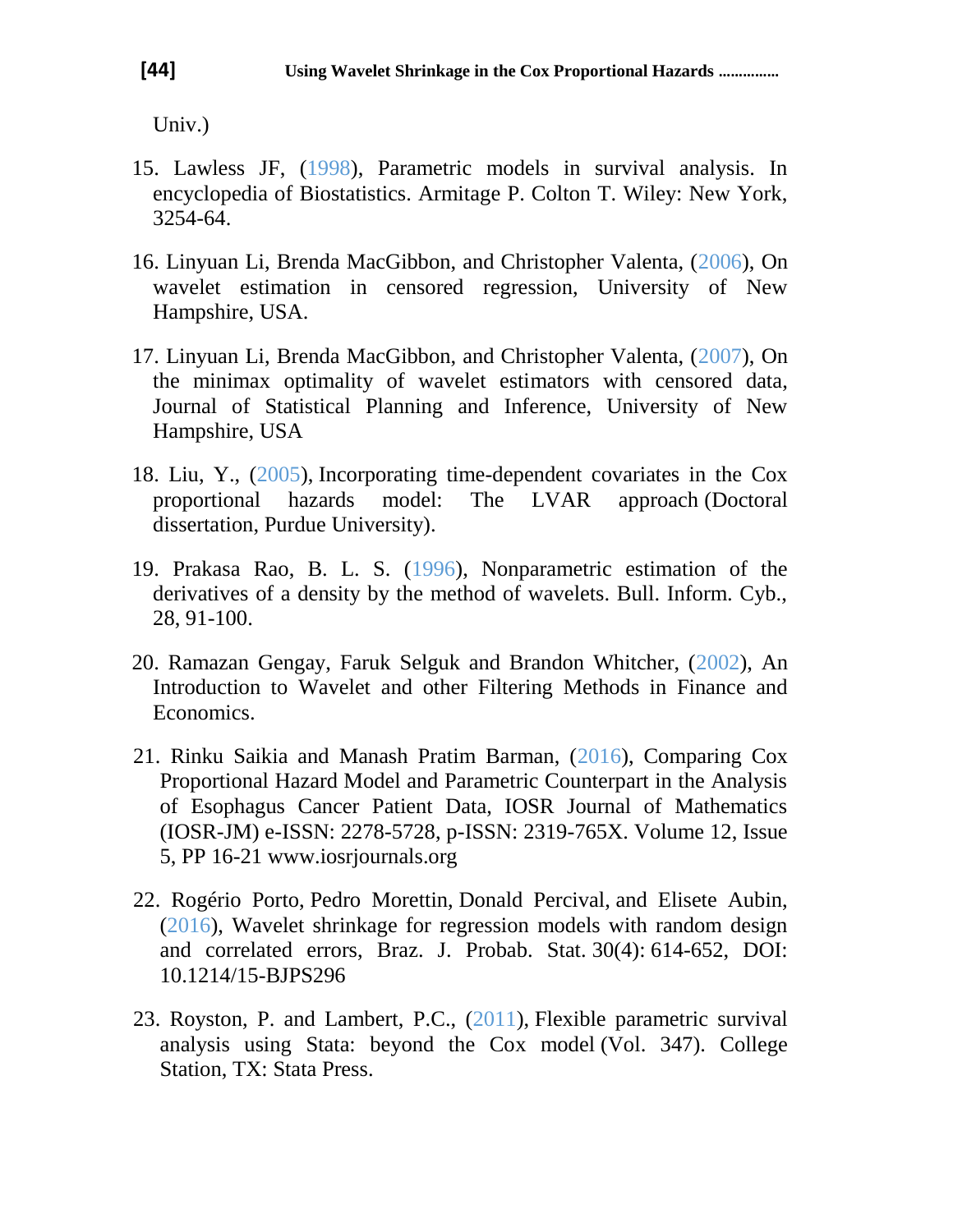Univ.)

15. Lawless JF, (1998), Parametric models in survival analysis. In encyclopedia of Biostatistics. Armitage P. Colton T. Wiley: New York, 3254-64.

16. Linyuan Li, Brenda MacGibbon, and Christopher Valenta, (2006), On wavelet estimation in censored regression, University of New Hampshire, USA.

17. Linyuan Li, Brenda MacGibbon, and Christopher Valenta, (2007), On the minimax optimality of wavelet estimators with censored data, Journal of Statistical Planning and Inference, University of New Hampshire, USA

18. Liu, Y., (2005), Incorporating time-dependent covariates in the Cox proportional hazards model: The LVAR approach (Doctoral dissertation, Purdue University).

19. Prakasa Rao, B. L. S. (1996), Nonparametric estimation of the derivatives of a density by the method of wavelets. Bull. Inform. Cyb., 28, 91-100.

20. Ramazan Gengay, Faruk Selguk and Brandon Whitcher, (2002), An Introduction to Wavelet and other Filtering Methods in Finance and Economics.

21. Rinku Saikia and Manash Pratim Barman, (2016), Comparing Cox Proportional Hazard Model and Parametric Counterpart in the Analysis of Esophagus Cancer Patient Data, IOSR Journal of Mathematics (IOSR-JM) e-ISSN: 2278-5728, p-ISSN: 2319-765X. Volume 12, Issue 5, PP 16-21 www.iosrjournals.org

22. Rogério Porto, Pedro Morettin, Donald Percival, and Elisete Aubin, (2016), Wavelet shrinkage for regression models with random design and correlated errors, Braz. J. Probab. Stat. 30(4): 614-652, DOI: 10.1214/15-BJPS296

23. Royston, P. and Lambert, P.C., (2011), Flexible parametric survival analysis using Stata: beyond the Cox model (Vol. 347). College Station, TX: Stata Press.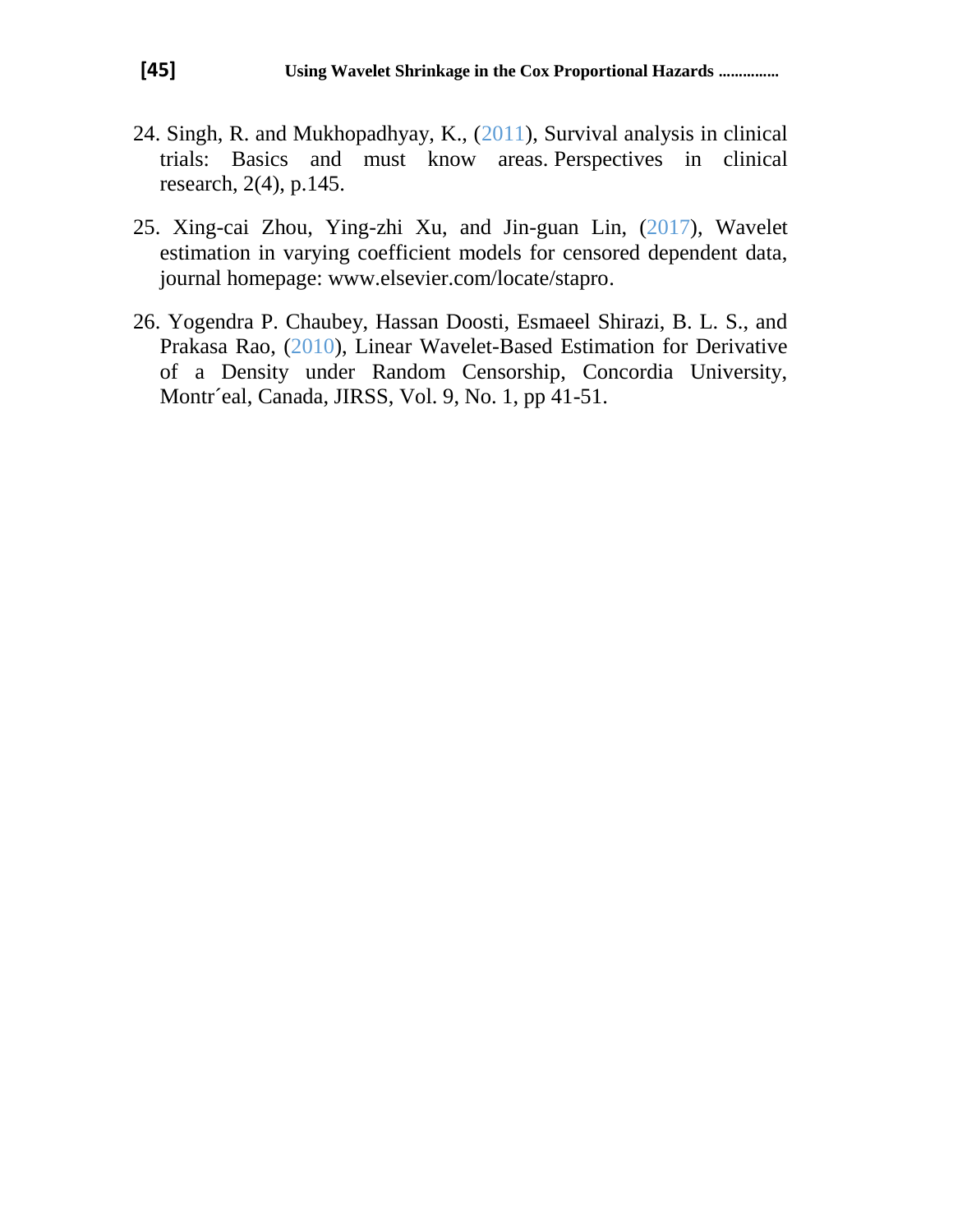24. Singh, R. and Mukhopadhyay, K., (2011), Survival analysis in clinical trials: Basics and must know areas. Perspectives in clinical research, 2(4), p.145.

25. Xing-cai Zhou, Ying-zhi Xu, and Jin-guan Lin, (2017), Wavelet estimation in varying coefficient models for censored dependent data, journal homepage: www.elsevier.com/locate/stapro.

26. Yogendra P. Chaubey, Hassan Doosti, Esmaeel Shirazi, B. L. S., and Prakasa Rao, (2010), Linear Wavelet-Based Estimation for Derivative of a Density under Random Censorship, Concordia University, Montr´eal, Canada, JIRSS, Vol. 9, No. 1, pp 41-51.